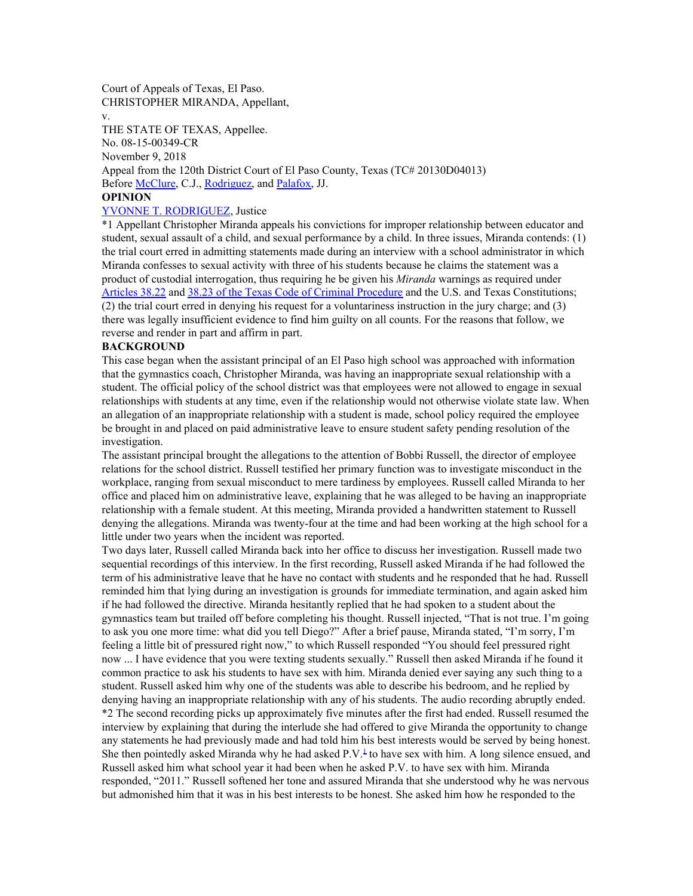Court of Appeals of Texas, El Paso.

CHRISTOPHER MIRANDA, Appellant,

v.

THE STATE OF TEXAS, Appellee.

No. 08-15-00349-CR

November 9, 2018

Appeal from the 120th District Court of El Paso County, Texas (TC# 20130D04013)

Before McClure, C.J., Rodriguez, and Palafox, JJ.

## OPINION

YVONNE T. RODRIGUEZ, Justice

*1 Appellant Christopher Miranda appeals his convictions for improper relationship between educator and student, sexual assault of a child, and sexual performance by a child. In three issues, Miranda contends: (1) the trial court erred in admitting statements made during an interview with a school administrator in which Miranda confesses to sexual activity with three of his students because he claims the statement was a product of custodial interrogation, thus requiring he be given his *Miranda* warnings as required under Articles 38.22 and 38.23 of the Texas Code of Criminal Procedure and the U.S. and Texas Constitutions; (2) the trial court erred in denying his request for a voluntariness instruction in the jury charge; and (3) there was legally insufficient evidence to find him guilty on all counts. For the reasons that follow, we reverse and render in part and affirm in part.

## BACKGROUND

This case began when the assistant principal of an El Paso high school was approached with information that the gymnastics coach, Christopher Miranda, was having an inappropriate sexual relationship with a student. The official policy of the school district was that employees were not allowed to engage in sexual relationships with students at any time, even if the relationship would not otherwise violate state law. When an allegation of an inappropriate relationship with a student is made, school policy required the employee be brought in and placed on paid administrative leave to ensure student safety pending resolution of the investigation.

The assistant principal brought the allegations to the attention of Bobbi Russell, the director of employee relations for the school district. Russell testified her primary function was to investigate misconduct in the workplace, ranging from sexual misconduct to mere tardiness by employees. Russell called Miranda to her office and placed him on administrative leave, explaining that he was alleged to be having an inappropriate relationship with a female student. At this meeting, Miranda provided a handwritten statement to Russell denying the allegations. Miranda was twenty-four at the time and had been working at the high school for a little under two years when the incident was reported.

Two days later, Russell called Miranda back into her office to discuss her investigation. Russell made two sequential recordings of this interview. In the first recording, Russell asked Miranda if he had followed the term of his administrative leave that he have no contact with students and he responded that he had. Russell reminded him that lying during an investigation is grounds for immediate termination, and again asked him if he had followed the directive. Miranda hesitantly replied that he had spoken to a student about the gymnastics team but trailed off before completing his thought. Russell injected, "That is not true. I'm going to ask you one more time: what did you tell Diego?" After a brief pause, Miranda stated, "I'm sorry, I'm feeling a little bit of pressured right now," to which Russell responded "You should feel pressured right now ... I have evidence that you were texting students sexually." Russell then asked Miranda if he found it common practice to ask his students to have sex with him. Miranda denied ever saying any such thing to a student. Russell asked him why one of the students was able to describe his bedroom, and he replied by denying having an inappropriate relationship with any of his students. The audio recording abruptly ended.

*2 The second recording picks up approximately five minutes after the first had ended. Russell resumed the interview by explaining that during the interlude she had offered to give Miranda the opportunity to change any statements he had previously made and had told him his best interests would be served by being honest. She then pointedly asked Miranda why he had asked P.V.[1] to have sex with him. A long silence ensued, and Russell asked him what school year it had been when he asked P.V. to have sex with him. Miranda responded, "2011." Russell softened her tone and assured Miranda that she understood why he was nervous but admonished him that it was in his best interests to be honest. She asked him how he responded to the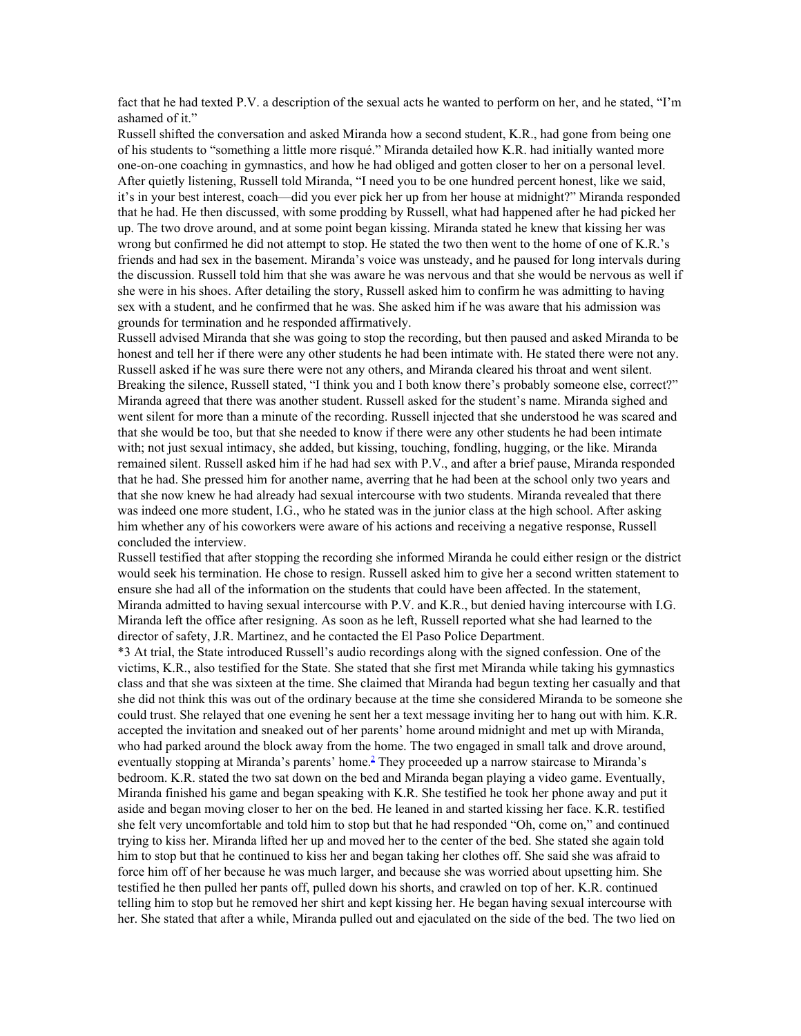fact that he had texted P.V. a description of the sexual acts he wanted to perform on her, and he stated, "I'm ashamed of it."

Russell shifted the conversation and asked Miranda how a second student, K.R., had gone from being one of his students to "something a little more risqué." Miranda detailed how K.R. had initially wanted more one-on-one coaching in gymnastics, and how he had obliged and gotten closer to her on a personal level. After quietly listening, Russell told Miranda, "I need you to be one hundred percent honest, like we said, it's in your best interest, coach—did you ever pick her up from her house at midnight?" Miranda responded that he had. He then discussed, with some prodding by Russell, what had happened after he had picked her up. The two drove around, and at some point began kissing. Miranda stated he knew that kissing her was wrong but confirmed he did not attempt to stop. He stated the two then went to the home of one of K.R.'s friends and had sex in the basement. Miranda's voice was unsteady, and he paused for long intervals during the discussion. Russell told him that she was aware he was nervous and that she would be nervous as well if she were in his shoes. After detailing the story, Russell asked him to confirm he was admitting to having sex with a student, and he confirmed that he was. She asked him if he was aware that his admission was grounds for termination and he responded affirmatively.

Russell advised Miranda that she was going to stop the recording, but then paused and asked Miranda to be honest and tell her if there were any other students he had been intimate with. He stated there were not any. Russell asked if he was sure there were not any others, and Miranda cleared his throat and went silent. Breaking the silence, Russell stated, "I think you and I both know there's probably someone else, correct?" Miranda agreed that there was another student. Russell asked for the student's name. Miranda sighed and went silent for more than a minute of the recording. Russell injected that she understood he was scared and that she would be too, but that she needed to know if there were any other students he had been intimate with; not just sexual intimacy, she added, but kissing, touching, fondling, hugging, or the like. Miranda remained silent. Russell asked him if he had had sex with P.V., and after a brief pause, Miranda responded that he had. She pressed him for another name, averring that he had been at the school only two years and that she now knew he had already had sexual intercourse with two students. Miranda revealed that there was indeed one more student, I.G., who he stated was in the junior class at the high school. After asking him whether any of his coworkers were aware of his actions and receiving a negative response, Russell concluded the interview.

Russell testified that after stopping the recording she informed Miranda he could either resign or the district would seek his termination. He chose to resign. Russell asked him to give her a second written statement to ensure she had all of the information on the students that could have been affected. In the statement, Miranda admitted to having sexual intercourse with P.V. and K.R., but denied having intercourse with I.G. Miranda left the office after resigning. As soon as he left, Russell reported what she had learned to the director of safety, J.R. Martinez, and he contacted the El Paso Police Department.

*3 At trial, the State introduced Russell's audio recordings along with the signed confession. One of the victims, K.R., also testified for the State. She stated that she first met Miranda while taking his gymnastics class and that she was sixteen at the time. She claimed that Miranda had begun texting her casually and that she did not think this was out of the ordinary because at the time she considered Miranda to be someone she could trust. She relayed that one evening he sent her a text message inviting her to hang out with him. K.R. accepted the invitation and sneaked out of her parents' home around midnight and met up with Miranda, who had parked around the block away from the home. The two engaged in small talk and drove around, eventually stopping at Miranda's parents' home.[2] They proceeded up a narrow staircase to Miranda's bedroom. K.R. stated the two sat down on the bed and Miranda began playing a video game. Eventually, Miranda finished his game and began speaking with K.R. She testified he took her phone away and put it aside and began moving closer to her on the bed. He leaned in and started kissing her face. K.R. testified she felt very uncomfortable and told him to stop but that he had responded "Oh, come on," and continued trying to kiss her. Miranda lifted her up and moved her to the center of the bed. She stated she again told him to stop but that he continued to kiss her and began taking her clothes off. She said she was afraid to force him off of her because he was much larger, and because she was worried about upsetting him. She testified he then pulled her pants off, pulled down his shorts, and crawled on top of her. K.R. continued telling him to stop but he removed her shirt and kept kissing her. He began having sexual intercourse with her. She stated that after a while, Miranda pulled out and ejaculated on the side of the bed. The two lied on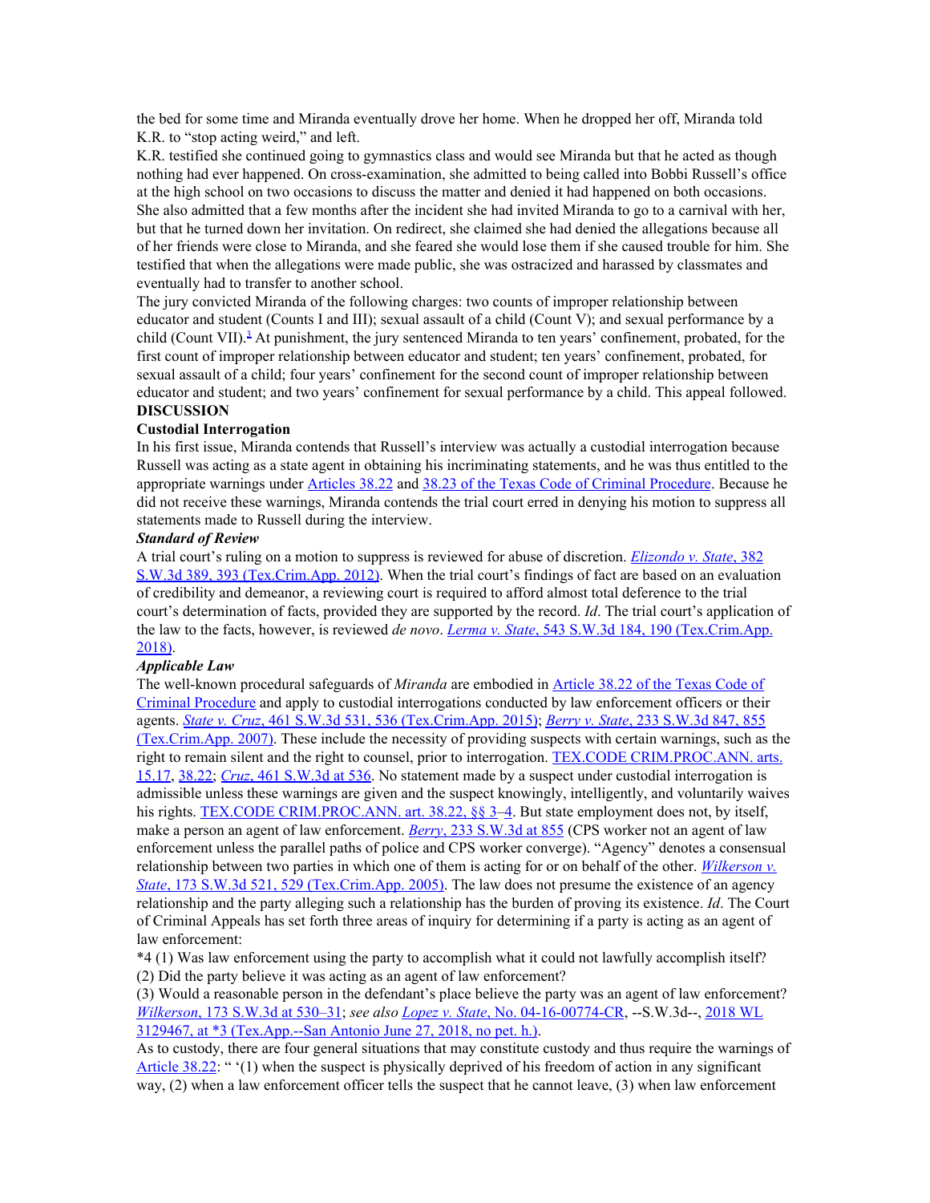the bed for some time and Miranda eventually drove her home. When he dropped her off, Miranda told K.R. to "stop acting weird," and left.

K.R. testified she continued going to gymnastics class and would see Miranda but that he acted as though nothing had ever happened. On cross-examination, she admitted to being called into Bobbi Russell's office at the high school on two occasions to discuss the matter and denied it had happened on both occasions. She also admitted that a few months after the incident she had invited Miranda to go to a carnival with her, but that he turned down her invitation. On redirect, she claimed she had denied the allegations because all of her friends were close to Miranda, and she feared she would lose them if she caused trouble for him. She testified that when the allegations were made public, she was ostracized and harassed by classmates and eventually had to transfer to another school.

The jury convicted Miranda of the following charges: two counts of improper relationship between educator and student (Counts I and III); sexual assault of a child (Count V); and sexual performance by a child (Count VII).[3] At punishment, the jury sentenced Miranda to ten years' confinement, probated, for the first count of improper relationship between educator and student; ten years' confinement, probated, for sexual assault of a child; four years' confinement for the second count of improper relationship between educator and student; and two years' confinement for sexual performance by a child. This appeal followed.

## DISCUSSION

### Custodial Interrogation

In his first issue, Miranda contends that Russell's interview was actually a custodial interrogation because Russell was acting as a state agent in obtaining his incriminating statements, and he was thus entitled to the appropriate warnings under Articles 38.22 and 38.23 of the Texas Code of Criminal Procedure. Because he did not receive these warnings, Miranda contends the trial court erred in denying his motion to suppress all statements made to Russell during the interview.

#### *Standard of Review*

A trial court's ruling on a motion to suppress is reviewed for abuse of discretion. *Elizondo v. State*, 382 S.W.3d 389, 393 (Tex.Crim.App. 2012). When the trial court's findings of fact are based on an evaluation of credibility and demeanor, a reviewing court is required to afford almost total deference to the trial court's determination of facts, provided they are supported by the record. *Id*. The trial court's application of the law to the facts, however, is reviewed *de novo*. *Lerma v. State*, 543 S.W.3d 184, 190 (Tex.Crim.App. 2018).

#### *Applicable Law*

The well-known procedural safeguards of *Miranda* are embodied in Article 38.22 of the Texas Code of Criminal Procedure and apply to custodial interrogations conducted by law enforcement officers or their agents. *State v. Cruz*, 461 S.W.3d 531, 536 (Tex.Crim.App. 2015); *Berry v. State*, 233 S.W.3d 847, 855 (Tex.Crim.App. 2007). These include the necessity of providing suspects with certain warnings, such as the right to remain silent and the right to counsel, prior to interrogation. TEX.CODE CRIM.PROC.ANN. arts. 15.17, 38.22; *Cruz*, 461 S.W.3d at 536. No statement made by a suspect under custodial interrogation is admissible unless these warnings are given and the suspect knowingly, intelligently, and voluntarily waives his rights. TEX.CODE CRIM.PROC.ANN. art. 38.22, §§ 3–4. But state employment does not, by itself, make a person an agent of law enforcement. *Berry*, 233 S.W.3d at 855 (CPS worker not an agent of law enforcement unless the parallel paths of police and CPS worker converge). "Agency" denotes a consensual relationship between two parties in which one of them is acting for or on behalf of the other. *Wilkerson v. State*, 173 S.W.3d 521, 529 (Tex.Crim.App. 2005). The law does not presume the existence of an agency relationship and the party alleging such a relationship has the burden of proving its existence. *Id*. The Court of Criminal Appeals has set forth three areas of inquiry for determining if a party is acting as an agent of law enforcement:

*4 (1) Was law enforcement using the party to accomplish what it could not lawfully accomplish itself?

(2) Did the party believe it was acting as an agent of law enforcement?

(3) Would a reasonable person in the defendant's place believe the party was an agent of law enforcement? *Wilkerson*, 173 S.W.3d at 530–31; *see also Lopez v. State*, No. 04-16-00774-CR, --S.W.3d--, 2018 WL 3129467, at *3 (Tex.App.--San Antonio June 27, 2018, no pet. h.).

As to custody, there are four general situations that may constitute custody and thus require the warnings of Article 38.22: " '(1) when the suspect is physically deprived of his freedom of action in any significant way, (2) when a law enforcement officer tells the suspect that he cannot leave, (3) when law enforcement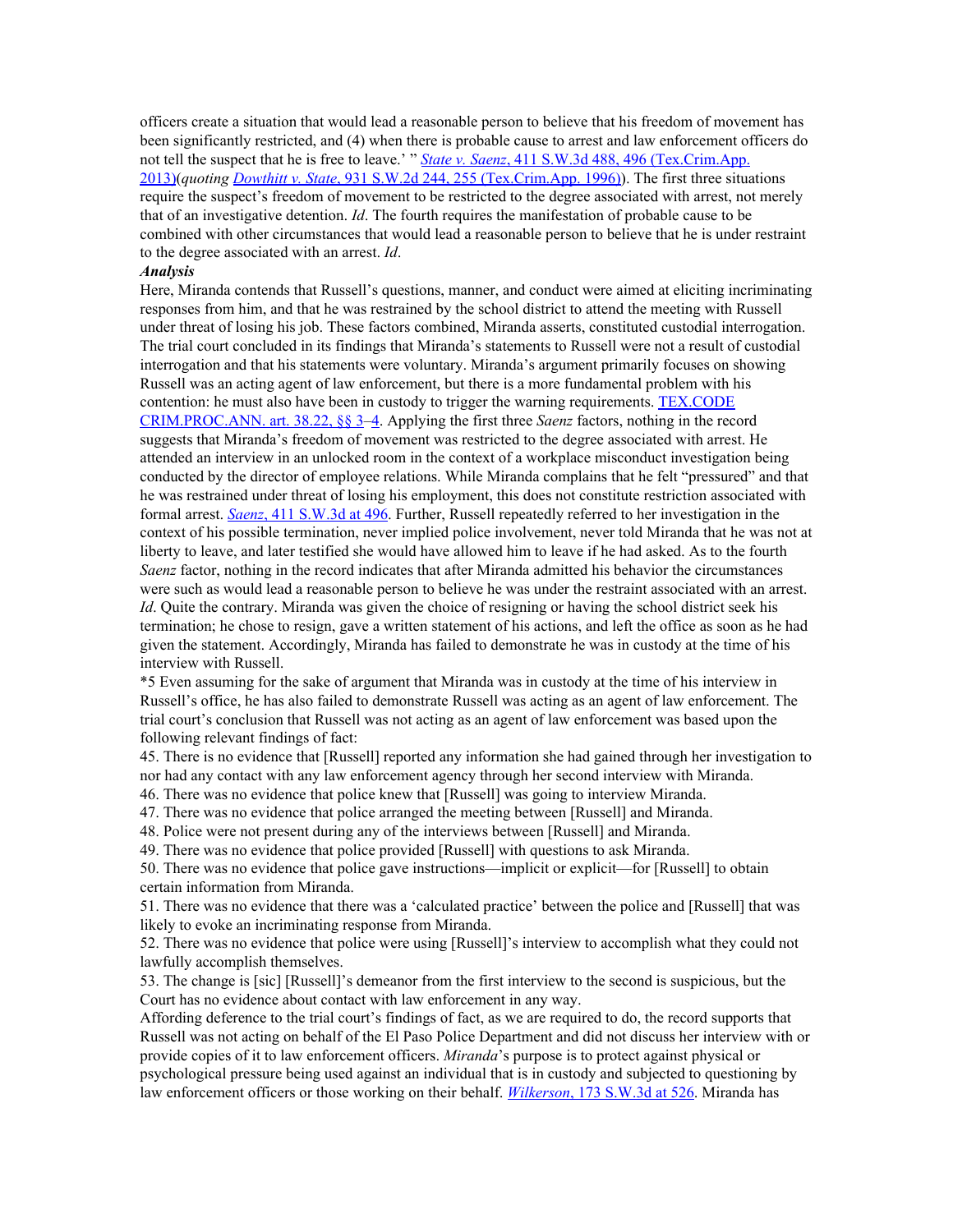officers create a situation that would lead a reasonable person to believe that his freedom of movement has been significantly restricted, and (4) when there is probable cause to arrest and law enforcement officers do not tell the suspect that he is free to leave.' " *State v. Saenz*, 411 S.W.3d 488, 496 (Tex.Crim.App. 2013)(*quoting Dowthitt v. State*, 931 S.W.2d 244, 255 (Tex.Crim.App. 1996)). The first three situations require the suspect's freedom of movement to be restricted to the degree associated with arrest, not merely that of an investigative detention. *Id*. The fourth requires the manifestation of probable cause to be combined with other circumstances that would lead a reasonable person to believe that he is under restraint to the degree associated with an arrest. *Id*.

***Analysis***

Here, Miranda contends that Russell's questions, manner, and conduct were aimed at eliciting incriminating responses from him, and that he was restrained by the school district to attend the meeting with Russell under threat of losing his job. These factors combined, Miranda asserts, constituted custodial interrogation. The trial court concluded in its findings that Miranda's statements to Russell were not a result of custodial interrogation and that his statements were voluntary. Miranda's argument primarily focuses on showing Russell was an acting agent of law enforcement, but there is a more fundamental problem with his contention: he must also have been in custody to trigger the warning requirements. TEX.CODE CRIM.PROC.ANN. art. 38.22, §§ 3–4. Applying the first three *Saenz* factors, nothing in the record suggests that Miranda's freedom of movement was restricted to the degree associated with arrest. He attended an interview in an unlocked room in the context of a workplace misconduct investigation being conducted by the director of employee relations. While Miranda complains that he felt "pressured" and that he was restrained under threat of losing his employment, this does not constitute restriction associated with formal arrest. *Saenz*, 411 S.W.3d at 496. Further, Russell repeatedly referred to her investigation in the context of his possible termination, never implied police involvement, never told Miranda that he was not at liberty to leave, and later testified she would have allowed him to leave if he had asked. As to the fourth *Saenz* factor, nothing in the record indicates that after Miranda admitted his behavior the circumstances were such as would lead a reasonable person to believe he was under the restraint associated with an arrest. *Id*. Quite the contrary. Miranda was given the choice of resigning or having the school district seek his termination; he chose to resign, gave a written statement of his actions, and left the office as soon as he had given the statement. Accordingly, Miranda has failed to demonstrate he was in custody at the time of his interview with Russell.

*5 Even assuming for the sake of argument that Miranda was in custody at the time of his interview in Russell's office, he has also failed to demonstrate Russell was acting as an agent of law enforcement. The trial court's conclusion that Russell was not acting as an agent of law enforcement was based upon the following relevant findings of fact:

45. There is no evidence that [Russell] reported any information she had gained through her investigation to nor had any contact with any law enforcement agency through her second interview with Miranda.

46. There was no evidence that police knew that [Russell] was going to interview Miranda.

47. There was no evidence that police arranged the meeting between [Russell] and Miranda.

48. Police were not present during any of the interviews between [Russell] and Miranda.

49. There was no evidence that police provided [Russell] with questions to ask Miranda.

50. There was no evidence that police gave instructions—implicit or explicit—for [Russell] to obtain certain information from Miranda.

51. There was no evidence that there was a 'calculated practice' between the police and [Russell] that was likely to evoke an incriminating response from Miranda.

52. There was no evidence that police were using [Russell]'s interview to accomplish what they could not lawfully accomplish themselves.

53. The change is [sic] [Russell]'s demeanor from the first interview to the second is suspicious, but the Court has no evidence about contact with law enforcement in any way.

Affording deference to the trial court's findings of fact, as we are required to do, the record supports that Russell was not acting on behalf of the El Paso Police Department and did not discuss her interview with or provide copies of it to law enforcement officers. *Miranda*'s purpose is to protect against physical or psychological pressure being used against an individual that is in custody and subjected to questioning by law enforcement officers or those working on their behalf. *Wilkerson*, 173 S.W.3d at 526. Miranda has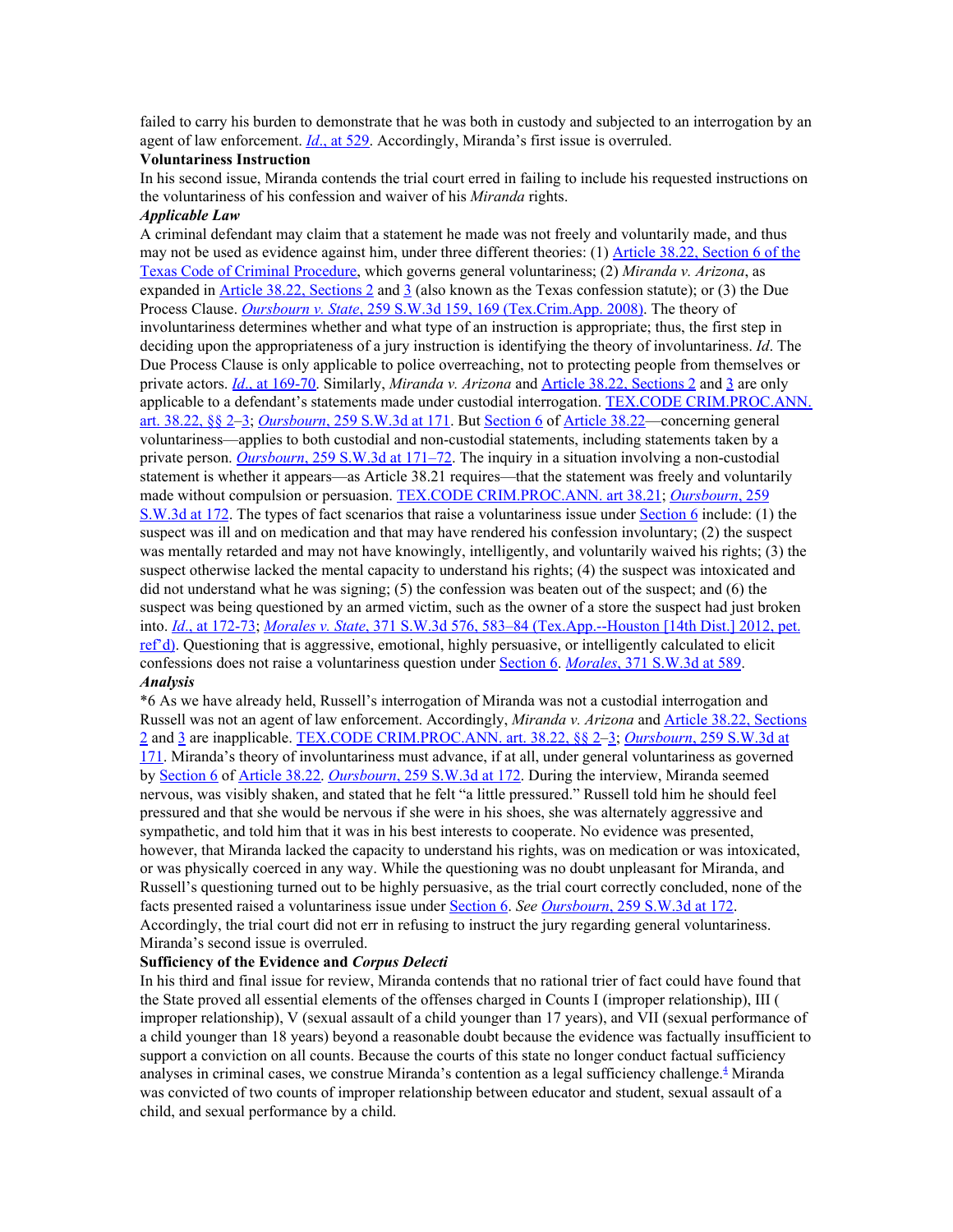failed to carry his burden to demonstrate that he was both in custody and subjected to an interrogation by an agent of law enforcement. *Id*., at 529. Accordingly, Miranda's first issue is overruled.

**Voluntariness Instruction**

In his second issue, Miranda contends the trial court erred in failing to include his requested instructions on the voluntariness of his confession and waiver of his *Miranda* rights.

***Applicable Law***

A criminal defendant may claim that a statement he made was not freely and voluntarily made, and thus may not be used as evidence against him, under three different theories: (1) Article 38.22, Section 6 of the Texas Code of Criminal Procedure, which governs general voluntariness; (2) *Miranda v. Arizona*, as expanded in Article 38.22, Sections 2 and 3 (also known as the Texas confession statute); or (3) the Due Process Clause. *Oursbourn v. State*, 259 S.W.3d 159, 169 (Tex.Crim.App. 2008). The theory of involuntariness determines whether and what type of an instruction is appropriate; thus, the first step in deciding upon the appropriateness of a jury instruction is identifying the theory of involuntariness. *Id*. The Due Process Clause is only applicable to police overreaching, not to protecting people from themselves or private actors. *Id*., at 169-70. Similarly, *Miranda v. Arizona* and Article 38.22, Sections 2 and 3 are only applicable to a defendant's statements made under custodial interrogation. TEX.CODE CRIM.PROC.ANN. art. 38.22, §§ 2–3; *Oursbourn*, 259 S.W.3d at 171. But Section 6 of Article 38.22—concerning general voluntariness—applies to both custodial and non-custodial statements, including statements taken by a private person. *Oursbourn*, 259 S.W.3d at 171–72. The inquiry in a situation involving a non-custodial statement is whether it appears—as Article 38.21 requires—that the statement was freely and voluntarily made without compulsion or persuasion. TEX.CODE CRIM.PROC.ANN. art 38.21; *Oursbourn*, 259 S.W.3d at 172. The types of fact scenarios that raise a voluntariness issue under Section 6 include: (1) the suspect was ill and on medication and that may have rendered his confession involuntary; (2) the suspect was mentally retarded and may not have knowingly, intelligently, and voluntarily waived his rights; (3) the suspect otherwise lacked the mental capacity to understand his rights; (4) the suspect was intoxicated and did not understand what he was signing; (5) the confession was beaten out of the suspect; and (6) the suspect was being questioned by an armed victim, such as the owner of a store the suspect had just broken into. *Id*., at 172-73; *Morales v. State*, 371 S.W.3d 576, 583–84 (Tex.App.--Houston [14th Dist.] 2012, pet. ref'd). Questioning that is aggressive, emotional, highly persuasive, or intelligently calculated to elicit confessions does not raise a voluntariness question under Section 6. *Morales*, 371 S.W.3d at 589.

***Analysis***

*6 As we have already held, Russell's interrogation of Miranda was not a custodial interrogation and Russell was not an agent of law enforcement. Accordingly, *Miranda v. Arizona* and Article 38.22, Sections 2 and 3 are inapplicable. TEX.CODE CRIM.PROC.ANN. art. 38.22, §§ 2–3; *Oursbourn*, 259 S.W.3d at 171. Miranda's theory of involuntariness must advance, if at all, under general voluntariness as governed by Section 6 of Article 38.22. *Oursbourn*, 259 S.W.3d at 172. During the interview, Miranda seemed nervous, was visibly shaken, and stated that he felt "a little pressured." Russell told him he should feel pressured and that she would be nervous if she were in his shoes, she was alternately aggressive and sympathetic, and told him that it was in his best interests to cooperate. No evidence was presented, however, that Miranda lacked the capacity to understand his rights, was on medication or was intoxicated, or was physically coerced in any way. While the questioning was no doubt unpleasant for Miranda, and Russell's questioning turned out to be highly persuasive, as the trial court correctly concluded, none of the facts presented raised a voluntariness issue under Section 6. *See Oursbourn*, 259 S.W.3d at 172. Accordingly, the trial court did not err in refusing to instruct the jury regarding general voluntariness. Miranda's second issue is overruled.

**Sufficiency of the Evidence and *Corpus Delecti***

In his third and final issue for review, Miranda contends that no rational trier of fact could have found that the State proved all essential elements of the offenses charged in Counts I (improper relationship), III (improper relationship), V (sexual assault of a child younger than 17 years), and VII (sexual performance of a child younger than 18 years) beyond a reasonable doubt because the evidence was factually insufficient to support a conviction on all counts. Because the courts of this state no longer conduct factual sufficiency analyses in criminal cases, we construe Miranda's contention as a legal sufficiency challenge.[4] Miranda was convicted of two counts of improper relationship between educator and student, sexual assault of a child, and sexual performance by a child.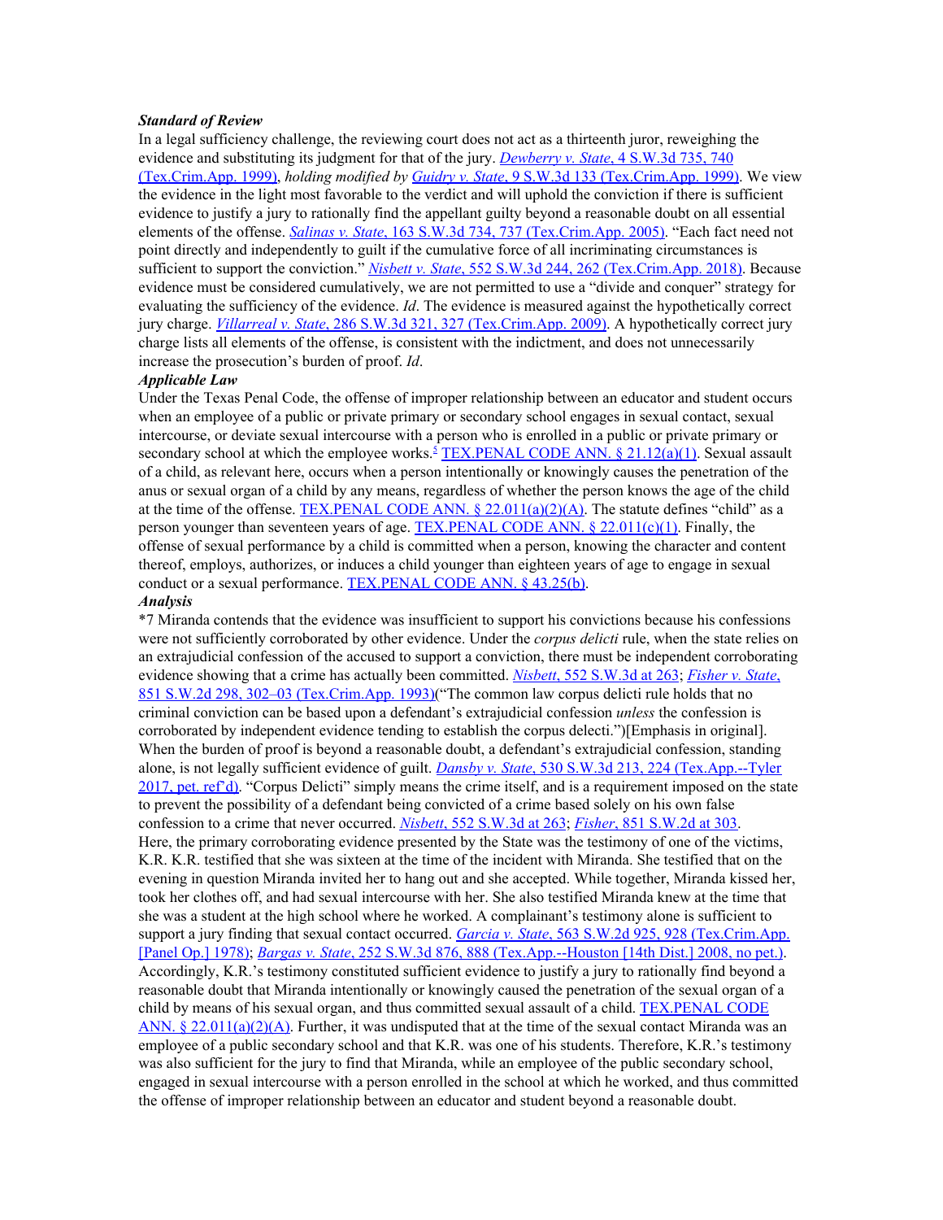***Standard of Review***

In a legal sufficiency challenge, the reviewing court does not act as a thirteenth juror, reweighing the evidence and substituting its judgment for that of the jury. *Dewberry v. State*, 4 S.W.3d 735, 740 (Tex.Crim.App. 1999), *holding modified by Guidry v. State*, 9 S.W.3d 133 (Tex.Crim.App. 1999). We view the evidence in the light most favorable to the verdict and will uphold the conviction if there is sufficient evidence to justify a jury to rationally find the appellant guilty beyond a reasonable doubt on all essential elements of the offense. *Salinas v. State*, 163 S.W.3d 734, 737 (Tex.Crim.App. 2005). "Each fact need not point directly and independently to guilt if the cumulative force of all incriminating circumstances is sufficient to support the conviction." *Nisbett v. State*, 552 S.W.3d 244, 262 (Tex.Crim.App. 2018). Because evidence must be considered cumulatively, we are not permitted to use a "divide and conquer" strategy for evaluating the sufficiency of the evidence. *Id*. The evidence is measured against the hypothetically correct jury charge. *Villarreal v. State*, 286 S.W.3d 321, 327 (Tex.Crim.App. 2009). A hypothetically correct jury charge lists all elements of the offense, is consistent with the indictment, and does not unnecessarily increase the prosecution's burden of proof. *Id*.

***Applicable Law***

Under the Texas Penal Code, the offense of improper relationship between an educator and student occurs when an employee of a public or private primary or secondary school engages in sexual contact, sexual intercourse, or deviate sexual intercourse with a person who is enrolled in a public or private primary or secondary school at which the employee works.[5] TEX.PENAL CODE ANN. § 21.12(a)(1). Sexual assault of a child, as relevant here, occurs when a person intentionally or knowingly causes the penetration of the anus or sexual organ of a child by any means, regardless of whether the person knows the age of the child at the time of the offense. TEX.PENAL CODE ANN. § 22.011(a)(2)(A). The statute defines "child" as a person younger than seventeen years of age. TEX.PENAL CODE ANN. § 22.011(c)(1). Finally, the offense of sexual performance by a child is committed when a person, knowing the character and content thereof, employs, authorizes, or induces a child younger than eighteen years of age to engage in sexual conduct or a sexual performance. TEX.PENAL CODE ANN. § 43.25(b).

***Analysis***

*7 Miranda contends that the evidence was insufficient to support his convictions because his confessions were not sufficiently corroborated by other evidence. Under the *corpus delicti* rule, when the state relies on an extrajudicial confession of the accused to support a conviction, there must be independent corroborating evidence showing that a crime has actually been committed. *Nisbett*, 552 S.W.3d at 263; *Fisher v. State*, 851 S.W.2d 298, 302–03 (Tex.Crim.App. 1993)("The common law corpus delicti rule holds that no criminal conviction can be based upon a defendant's extrajudicial confession *unless* the confession is corroborated by independent evidence tending to establish the corpus delecti.")[Emphasis in original]. When the burden of proof is beyond a reasonable doubt, a defendant's extrajudicial confession, standing alone, is not legally sufficient evidence of guilt. *Dansby v. State*, 530 S.W.3d 213, 224 (Tex.App.--Tyler 2017, pet. ref'd). "Corpus Delicti" simply means the crime itself, and is a requirement imposed on the state to prevent the possibility of a defendant being convicted of a crime based solely on his own false confession to a crime that never occurred. *Nisbett*, 552 S.W.3d at 263; *Fisher*, 851 S.W.2d at 303.

Here, the primary corroborating evidence presented by the State was the testimony of one of the victims, K.R. K.R. testified that she was sixteen at the time of the incident with Miranda. She testified that on the evening in question Miranda invited her to hang out and she accepted. While together, Miranda kissed her, took her clothes off, and had sexual intercourse with her. She also testified Miranda knew at the time that she was a student at the high school where he worked. A complainant's testimony alone is sufficient to support a jury finding that sexual contact occurred. *Garcia v. State*, 563 S.W.2d 925, 928 (Tex.Crim.App. [Panel Op.] 1978); *Bargas v. State*, 252 S.W.3d 876, 888 (Tex.App.--Houston [14th Dist.] 2008, no pet.). Accordingly, K.R.'s testimony constituted sufficient evidence to justify a jury to rationally find beyond a reasonable doubt that Miranda intentionally or knowingly caused the penetration of the sexual organ of a child by means of his sexual organ, and thus committed sexual assault of a child. TEX.PENAL CODE ANN. § 22.011(a)(2)(A). Further, it was undisputed that at the time of the sexual contact Miranda was an employee of a public secondary school and that K.R. was one of his students. Therefore, K.R.'s testimony was also sufficient for the jury to find that Miranda, while an employee of the public secondary school, engaged in sexual intercourse with a person enrolled in the school at which he worked, and thus committed the offense of improper relationship between an educator and student beyond a reasonable doubt.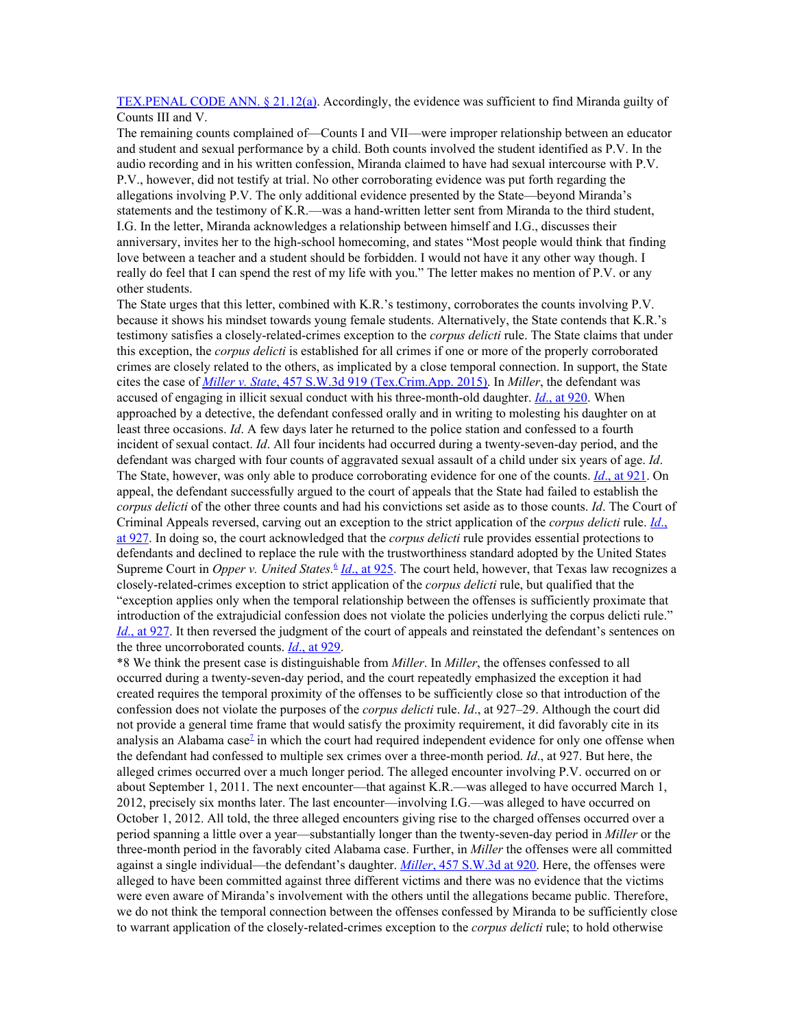TEX.PENAL CODE ANN. § 21.12(a). Accordingly, the evidence was sufficient to find Miranda guilty of Counts III and V.

The remaining counts complained of—Counts I and VII—were improper relationship between an educator and student and sexual performance by a child. Both counts involved the student identified as P.V. In the audio recording and in his written confession, Miranda claimed to have had sexual intercourse with P.V. P.V., however, did not testify at trial. No other corroborating evidence was put forth regarding the allegations involving P.V. The only additional evidence presented by the State—beyond Miranda's statements and the testimony of K.R.—was a hand-written letter sent from Miranda to the third student, I.G. In the letter, Miranda acknowledges a relationship between himself and I.G., discusses their anniversary, invites her to the high-school homecoming, and states "Most people would think that finding love between a teacher and a student should be forbidden. I would not have it any other way though. I really do feel that I can spend the rest of my life with you." The letter makes no mention of P.V. or any other students.

The State urges that this letter, combined with K.R.'s testimony, corroborates the counts involving P.V. because it shows his mindset towards young female students. Alternatively, the State contends that K.R.'s testimony satisfies a closely-related-crimes exception to the *corpus delicti* rule. The State claims that under this exception, the *corpus delicti* is established for all crimes if one or more of the properly corroborated crimes are closely related to the others, as implicated by a close temporal connection. In support, the State cites the case of *Miller v. State*, 457 S.W.3d 919 (Tex.Crim.App. 2015). In *Miller*, the defendant was accused of engaging in illicit sexual conduct with his three-month-old daughter. *Id*., at 920. When approached by a detective, the defendant confessed orally and in writing to molesting his daughter on at least three occasions. *Id*. A few days later he returned to the police station and confessed to a fourth incident of sexual contact. *Id*. All four incidents had occurred during a twenty-seven-day period, and the defendant was charged with four counts of aggravated sexual assault of a child under six years of age. *Id*. The State, however, was only able to produce corroborating evidence for one of the counts. *Id*., at 921. On appeal, the defendant successfully argued to the court of appeals that the State had failed to establish the *corpus delicti* of the other three counts and had his convictions set aside as to those counts. *Id*. The Court of Criminal Appeals reversed, carving out an exception to the strict application of the *corpus delicti* rule. *Id*., at 927. In doing so, the court acknowledged that the *corpus delicti* rule provides essential protections to defendants and declined to replace the rule with the trustworthiness standard adopted by the United States Supreme Court in *Opper v. United States*.[6] *Id*., at 925. The court held, however, that Texas law recognizes a closely-related-crimes exception to strict application of the *corpus delicti* rule, but qualified that the "exception applies only when the temporal relationship between the offenses is sufficiently proximate that introduction of the extrajudicial confession does not violate the policies underlying the corpus delicti rule." *Id*., at 927. It then reversed the judgment of the court of appeals and reinstated the defendant's sentences on the three uncorroborated counts. *Id*., at 929.

*8 We think the present case is distinguishable from *Miller*. In *Miller*, the offenses confessed to all occurred during a twenty-seven-day period, and the court repeatedly emphasized the exception it had created requires the temporal proximity of the offenses to be sufficiently close so that introduction of the confession does not violate the purposes of the *corpus delicti* rule. *Id*., at 927–29. Although the court did not provide a general time frame that would satisfy the proximity requirement, it did favorably cite in its analysis an Alabama case[7] in which the court had required independent evidence for only one offense when the defendant had confessed to multiple sex crimes over a three-month period. *Id*., at 927. But here, the alleged crimes occurred over a much longer period. The alleged encounter involving P.V. occurred on or about September 1, 2011. The next encounter—that against K.R.—was alleged to have occurred March 1, 2012, precisely six months later. The last encounter—involving I.G.—was alleged to have occurred on October 1, 2012. All told, the three alleged encounters giving rise to the charged offenses occurred over a period spanning a little over a year—substantially longer than the twenty-seven-day period in *Miller* or the three-month period in the favorably cited Alabama case. Further, in *Miller* the offenses were all committed against a single individual—the defendant's daughter. *Miller*, 457 S.W.3d at 920. Here, the offenses were alleged to have been committed against three different victims and there was no evidence that the victims were even aware of Miranda's involvement with the others until the allegations became public. Therefore, we do not think the temporal connection between the offenses confessed by Miranda to be sufficiently close to warrant application of the closely-related-crimes exception to the *corpus delicti* rule; to hold otherwise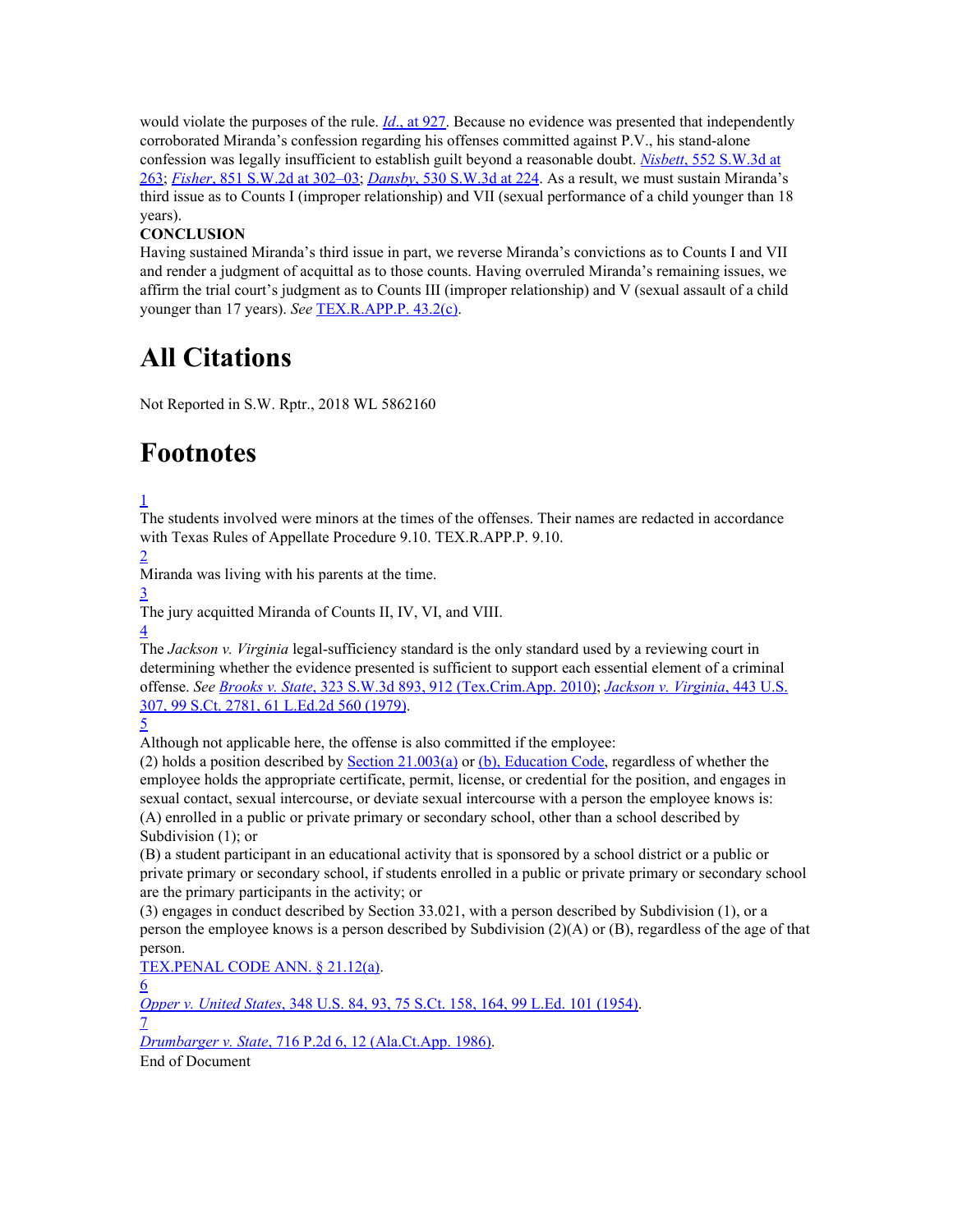would violate the purposes of the rule. *Id.*, at 927. Because no evidence was presented that independently corroborated Miranda's confession regarding his offenses committed against P.V., his stand-alone confession was legally insufficient to establish guilt beyond a reasonable doubt. *Nisbett*, 552 S.W.3d at 263; *Fisher*, 851 S.W.2d at 302–03; *Dansby*, 530 S.W.3d at 224. As a result, we must sustain Miranda's third issue as to Counts I (improper relationship) and VII (sexual performance of a child younger than 18 years).

**CONCLUSION**

Having sustained Miranda's third issue in part, we reverse Miranda's convictions as to Counts I and VII and render a judgment of acquittal as to those counts. Having overruled Miranda's remaining issues, we affirm the trial court's judgment as to Counts III (improper relationship) and V (sexual assault of a child younger than 17 years). *See* TEX.R.APP.P. 43.2(c).

# All Citations

Not Reported in S.W. Rptr., 2018 WL 5862160

# Footnotes

1
The students involved were minors at the times of the offenses. Their names are redacted in accordance with Texas Rules of Appellate Procedure 9.10. TEX.R.APP.P. 9.10.

2
Miranda was living with his parents at the time.

3
The jury acquitted Miranda of Counts II, IV, VI, and VIII.

4
The *Jackson v. Virginia* legal-sufficiency standard is the only standard used by a reviewing court in determining whether the evidence presented is sufficient to support each essential element of a criminal offense. *See* *Brooks v. State*, 323 S.W.3d 893, 912 (Tex.Crim.App. 2010); *Jackson v. Virginia*, 443 U.S. 307, 99 S.Ct. 2781, 61 L.Ed.2d 560 (1979).

5
Although not applicable here, the offense is also committed if the employee:
(2) holds a position described by Section 21.003(a) or (b), Education Code, regardless of whether the employee holds the appropriate certificate, permit, license, or credential for the position, and engages in sexual contact, sexual intercourse, or deviate sexual intercourse with a person the employee knows is:
(A) enrolled in a public or private primary or secondary school, other than a school described by Subdivision (1); or
(B) a student participant in an educational activity that is sponsored by a school district or a public or private primary or secondary school, if students enrolled in a public or private primary or secondary school are the primary participants in the activity; or
(3) engages in conduct described by Section 33.021, with a person described by Subdivision (1), or a person the employee knows is a person described by Subdivision (2)(A) or (B), regardless of the age of that person.
TEX.PENAL CODE ANN. § 21.12(a).

6
*Opper v. United States*, 348 U.S. 84, 93, 75 S.Ct. 158, 164, 99 L.Ed. 101 (1954).

7
*Drumbarger v. State*, 716 P.2d 6, 12 (Ala.Ct.App. 1986).

End of Document